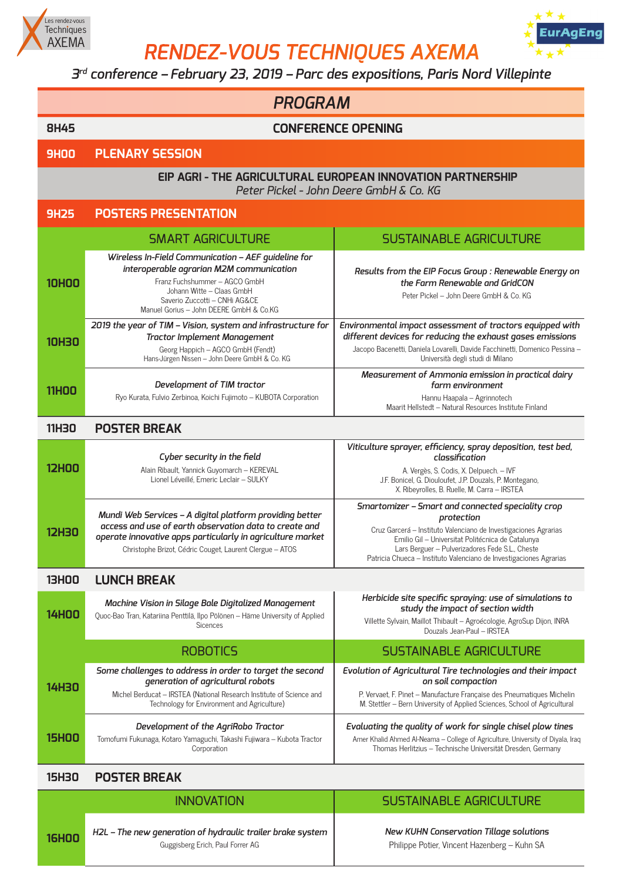Les rendez-vous Techniques AXEMA

EurAgEng

# RENDEZ-VOUS TECHNIQUES AXEMA

*3rd conference – February 23, 2019 – Parc des expositions, Paris Nord Villepinte*

## PROGRAM

**8H45** — **CONFERENCE OPENING**

**9H00** — **PLENARY SESSION**

**EIP AGRI - THE AGRICULTURAL EUROPEAN INNOVATION PARTNERSHIP**
*Peter Pickel - John Deere GmbH & Co. KG*

**9H25** — **POSTERS PRESENTATION**

| | SMART AGRICULTURE | SUSTAINABLE AGRICULTURE |
|---|---|---|
| **10H00** | *Wireless In-Field Communication – AEF guideline for interoperable agrarian M2M communication*<br>Franz Fuchshummer – AGCO GmbH<br>Johann Witte – Claas GmbH<br>Saverio Zuccotti – CNHi AG&CE<br>Manuel Gorius – John DEERE GmbH & Co.KG | *Results from the EIP Focus Group : Renewable Energy on the Farm Renewable and GridCON*<br>Peter Pickel – John Deere GmbH and Co. KG |
| **10H30** | *2019 the year of TIM – Vision, system and infrastructure for Tractor Implement Management*<br>Georg Happich – AGCO GmbH (Fendt)<br>Hans-Jürgen Nissen – John Deere GmbH & Co. KG | *Environmental impact assessment of tractors equipped with different devices for reducing the exhaust gases emissions*<br>Jacopo Bacenetti, Daniela Lovarelli, Davide Facchinetti, Domenico Pessina – Università degli studi di Milano |
| **11H00** | *Development of TIM tractor*<br>Ryo Kurata, Fulvio Zerbinoa, Koichi Fujimoto – KUBOTA Corporation | *Measurement of Ammonia emission in practical dairy farm environment*<br>Hannu Haapala – Agrinnotech<br>Maarit Hellstedt – Natural Resources Institute Finland |
| **11H30** | **POSTER BREAK** | |
| **12H00** | *Cyber security in the field*<br>Alain Ribault, Yannick Guyomarch – KEREVAL<br>Lionel Léveillé, Emeric Leclair – SULKY | *Viticulture sprayer, efficiency, spray deposition, test bed, classification*<br>A. Vergès, S. Codis, X. Delpuech. – IVF<br>J.F. Bonicel, G. Diouloufet, J.P. Douzals, P. Montegano, X. Ribeyrolles, B. Ruelle, M. Carra – IRSTEA |
| **12H30** | *Mundi Web Services – A digital platform providing better access and use of earth observation data to create and operate innovative apps particularly in agriculture market*<br>Christophe Brizot, Cédric Couget, Laurent Clergue – ATOS | *Smartomizer – Smart and connected speciality crop protection*<br>Cruz Garcerá – Instituto Valenciano de Investigaciones Agrarias<br>Emilio Gil – Universitat Politécnica de Catalunya<br>Lars Berguer – Pulverizadores Fede S.L., Cheste<br>Patricia Chueca – Instituto Valenciano de Investigaciones Agrarias |
| **13H00** | **LUNCH BREAK** | |
| **14H00** | *Machine Vision in Silage Bale Digitalized Management*<br>Quoc-Bao Tran, Katariina Penttilä, Ilpo Pölönen – Häme University of Applied Sicences | *Herbicide site specific spraying: use of simulations to study the impact of section width*<br>Villette Sylvain, Maillot Thibault – Agroécologie, AgroSup Dijon, INRA<br>Douzals Jean-Paul – IRSTEA |
| | **ROBOTICS** | **SUSTAINABLE AGRICULTURE** |
| **14H30** | *Some challenges to address in order to target the second generation of agricultural robots*<br>Michel Berducat – IRSTEA (National Research Institute of Science and Technology for Environment and Agriculture) | *Evolution of Agricultural Tire technologies and their impact on soil compaction*<br>P. Vervaet, F. Pinet – Manufacture Française des Pneumatiques Michelin<br>M. Stettler – Bern University of Applied Sciences, School of Agricultural |
| **15H00** | *Development of the AgriRobo Tractor*<br>Tomofumi Fukunaga, Kotaro Yamaguchi, Takashi Fujiwara – Kubota Tractor Corporation | *Evaluating the quality of work for single chisel plow tines*<br>Amer Khalid Ahmed Al-Neama – College of Agriculture, University of Diyala, Iraq<br>Thomas Herlitzius – Technische Universität Dresden, Germany |
| **15H30** | **POSTER BREAK** | |
| | **INNOVATION** | **SUSTAINABLE AGRICULTURE** |
| **16H00** | *H2L – The new generation of hydraulic trailer brake system*<br>Guggisberg Erich, Paul Forrer AG | *New KUHN Conservation Tillage solutions*<br>Philippe Potier, Vincent Hazenberg – Kuhn SA |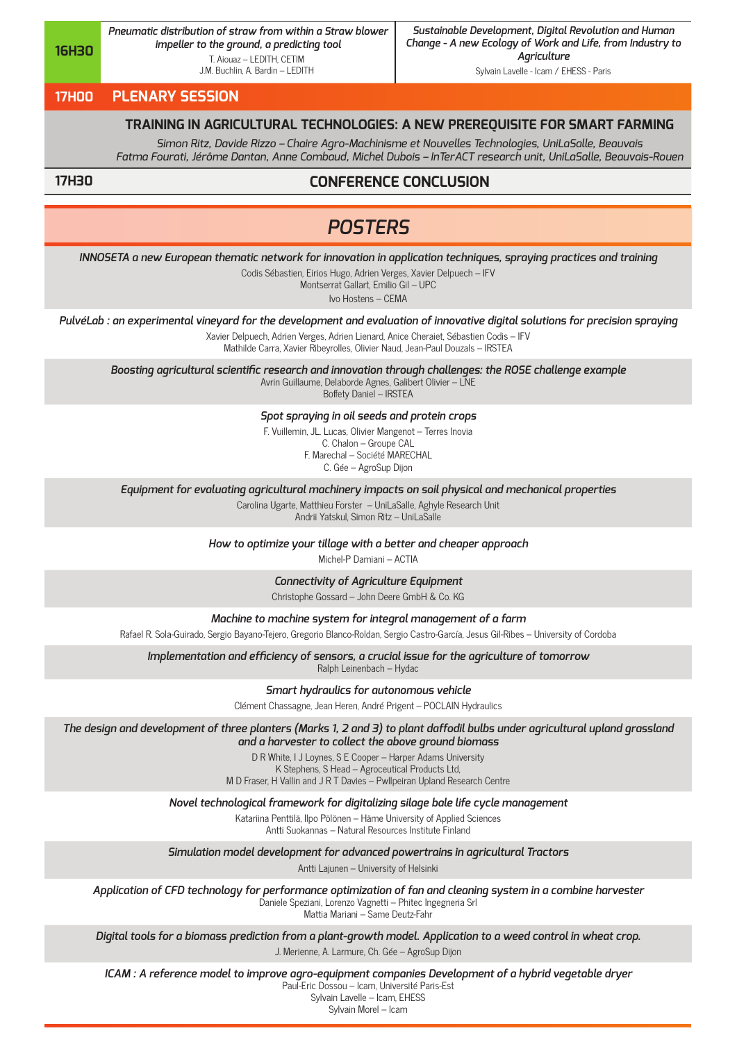**16H30**

*Pneumatic distribution of straw from within a Straw blower impeller to the ground, a predicting tool*
T. Aiouaz – LEDITH, CETIM
J.M. Buchlin, A. Bardin – LEDITH

*Sustainable Development, Digital Revolution and Human Change - A new Ecology of Work and Life, from Industry to Agriculture*
Sylvain Lavelle - Icam / EHESS - Paris

## 17H00 PLENARY SESSION

### TRAINING IN AGRICULTURAL TECHNOLOGIES: A NEW PREREQUISITE FOR SMART FARMING

*Simon Ritz, Davide Rizzo – Chaire Agro-Machinisme et Nouvelles Technologies, UniLaSalle, Beauvais*
*Fatma Fourati, Jérôme Dantan, Anne Combaud, Michel Dubois – InTerACT research unit, UniLaSalle, Beauvais-Rouen*

## 17H30 CONFERENCE CONCLUSION

# POSTERS

*INNOSETA a new European thematic network for innovation in application techniques, spraying practices and training*
Codis Sébastien, Eirios Hugo, Adrien Verges, Xavier Delpuech – IFV
Montserrat Gallart, Emilio Gil – UPC
Ivo Hostens – CEMA

*PulvéLab : an experimental vineyard for the development and evaluation of innovative digital solutions for precision spraying*
Xavier Delpuech, Adrien Verges, Adrien Lienard, Anice Cheraiet, Sébastien Codis – IFV
Mathilde Carra, Xavier Ribeyrolles, Olivier Naud, Jean-Paul Douzals – IRSTEA

*Boosting agricultural scientific research and innovation through challenges: the ROSE challenge example*
Avrin Guillaume, Delaborde Agnes, Galibert Olivier – LNE
Boffety Daniel – IRSTEA

*Spot spraying in oil seeds and protein crops*
F. Vuillemin, JL. Lucas, Olivier Mangenot – Terres Inovia
C. Chalon – Groupe CAL
F. Marechal – Société MARECHAL
C. Gée – AgroSup Dijon

*Equipment for evaluating agricultural machinery impacts on soil physical and mechanical properties*
Carolina Ugarte, Matthieu Forster – UniLaSalle, Aghyle Research Unit
Andrii Yatskul, Simon Ritz – UniLaSalle

*How to optimize your tillage with a better and cheaper approach*
Michel-P Damiani – ACTIA

*Connectivity of Agriculture Equipment*
Christophe Gossard – John Deere GmbH & Co. KG

*Machine to machine system for integral management of a farm*
Rafael R. Sola-Guirado, Sergio Bayano-Tejero, Gregorio Blanco-Roldan, Sergio Castro-García, Jesus Gil-Ribes – University of Cordoba

*Implementation and efficiency of sensors, a crucial issue for the agriculture of tomorrow*
Ralph Leinenbach – Hydac

*Smart hydraulics for autonomous vehicle*
Clément Chassagne, Jean Heren, André Prigent – POCLAIN Hydraulics

*The design and development of three planters (Marks 1, 2 and 3) to plant daffodil bulbs under agricultural upland grassland and a harvester to collect the above ground biomass*
D R White, I J Loynes, S E Cooper – Harper Adams University
K Stephens, S Head – Agroceutical Products Ltd,
M D Fraser, H Vallin and J R T Davies – Pwllpeiran Upland Research Centre

*Novel technological framework for digitalizing silage bale life cycle management*
Katariina Penttilä, Ilpo Pölönen – Häme University of Applied Sciences
Antti Suokannas – Natural Resources Institute Finland

*Simulation model development for advanced powertrains in agricultural Tractors*
Antti Lajunen – University of Helsinki

*Application of CFD technology for performance optimization of fan and cleaning system in a combine harvester*
Daniele Speziani, Lorenzo Vagnetti – Phitec Ingegneria Srl
Mattia Mariani – Same Deutz-Fahr

*Digital tools for a biomass prediction from a plant-growth model. Application to a weed control in wheat crop.*
J. Merienne, A. Larmure, Ch. Gée – AgroSup Dijon

*ICAM : A reference model to improve agro-equipment companies Development of a hybrid vegetable dryer*
Paul-Eric Dossou – Icam, Université Paris-Est
Sylvain Lavelle – Icam, EHESS
Sylvain Morel – Icam